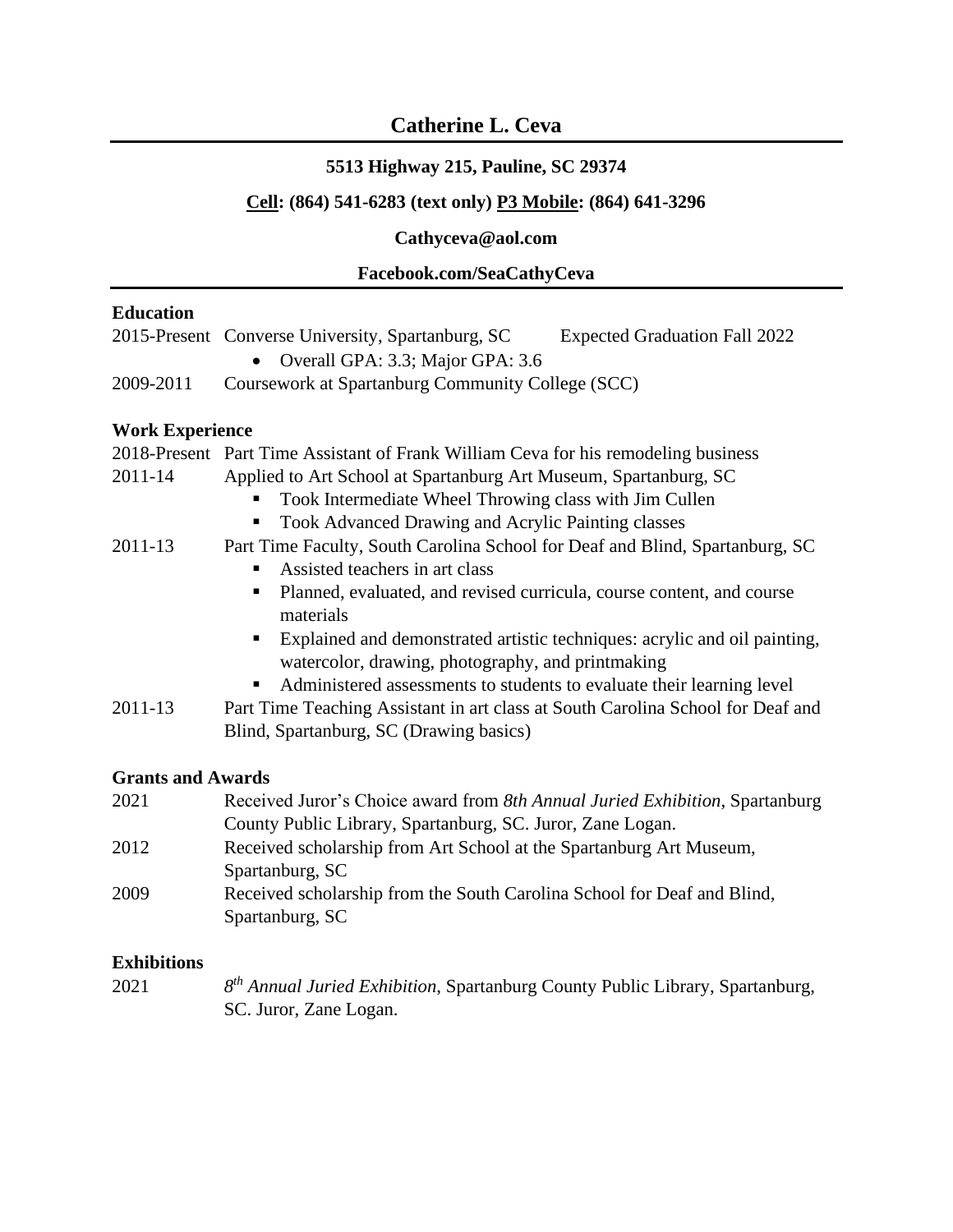# Catherine L. Ceva

**5513 Highway 215, Pauline, SC 29374**

**Cell: (864) 541-6283 (text only) P3 Mobile: (864) 641-3296**

**Cathyceva@aol.com**

**Facebook.com/SeaCathyCeva**

## Education

2015-Present Converse University, Spartanburg, SC Expected Graduation Fall 2022

- Overall GPA: 3.3; Major GPA: 3.6

2009-2011 Coursework at Spartanburg Community College (SCC)

## Work Experience

2018-Present Part Time Assistant of Frank William Ceva for his remodeling business

2011-14 Applied to Art School at Spartanburg Art Museum, Spartanburg, SC

- Took Intermediate Wheel Throwing class with Jim Cullen
- Took Advanced Drawing and Acrylic Painting classes

2011-13 Part Time Faculty, South Carolina School for Deaf and Blind, Spartanburg, SC

- Assisted teachers in art class
- Planned, evaluated, and revised curricula, course content, and course materials
- Explained and demonstrated artistic techniques: acrylic and oil painting, watercolor, drawing, photography, and printmaking
- Administered assessments to students to evaluate their learning level

2011-13 Part Time Teaching Assistant in art class at South Carolina School for Deaf and Blind, Spartanburg, SC (Drawing basics)

## Grants and Awards

2021 Received Juror's Choice award from *8th Annual Juried Exhibition*, Spartanburg County Public Library, Spartanburg, SC. Juror, Zane Logan.

2012 Received scholarship from Art School at the Spartanburg Art Museum, Spartanburg, SC

2009 Received scholarship from the South Carolina School for Deaf and Blind, Spartanburg, SC

## Exhibitions

2021 *8th Annual Juried Exhibition*, Spartanburg County Public Library, Spartanburg, SC. Juror, Zane Logan.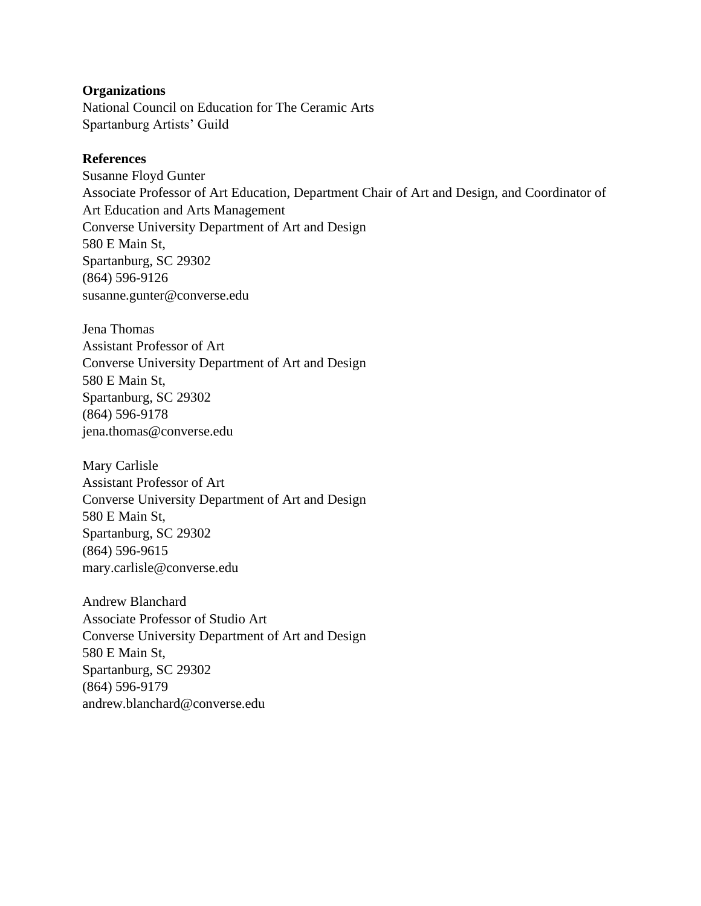**Organizations**

National Council on Education for The Ceramic Arts
Spartanburg Artists' Guild

**References**

Susanne Floyd Gunter
Associate Professor of Art Education, Department Chair of Art and Design, and Coordinator of Art Education and Arts Management
Converse University Department of Art and Design
580 E Main St,
Spartanburg, SC 29302
(864) 596-9126
susanne.gunter@converse.edu

Jena Thomas
Assistant Professor of Art
Converse University Department of Art and Design
580 E Main St,
Spartanburg, SC 29302
(864) 596-9178
jena.thomas@converse.edu

Mary Carlisle
Assistant Professor of Art
Converse University Department of Art and Design
580 E Main St,
Spartanburg, SC 29302
(864) 596-9615
mary.carlisle@converse.edu

Andrew Blanchard
Associate Professor of Studio Art
Converse University Department of Art and Design
580 E Main St,
Spartanburg, SC 29302
(864) 596-9179
andrew.blanchard@converse.edu